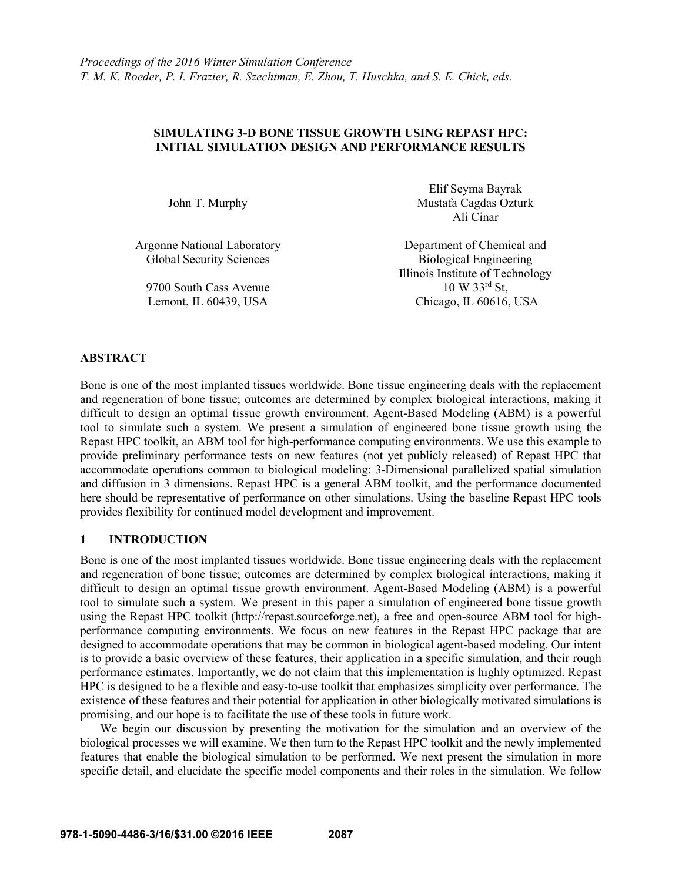*Proceedings of the 2016 Winter Simulation Conference*
*T. M. K. Roeder, P. I. Frazier, R. Szechtman, E. Zhou, T. Huschka, and S. E. Chick, eds.*

# SIMULATING 3-D BONE TISSUE GROWTH USING REPAST HPC: INITIAL SIMULATION DESIGN AND PERFORMANCE RESULTS

John T. Murphy

Argonne National Laboratory
Global Security Sciences

9700 South Cass Avenue
Lemont, IL 60439, USA

Elif Seyma Bayrak
Mustafa Cagdas Ozturk
Ali Cinar

Department of Chemical and Biological Engineering
Illinois Institute of Technology
10 W 33rd St,
Chicago, IL 60616, USA

## ABSTRACT

Bone is one of the most implanted tissues worldwide. Bone tissue engineering deals with the replacement and regeneration of bone tissue; outcomes are determined by complex biological interactions, making it difficult to design an optimal tissue growth environment. Agent-Based Modeling (ABM) is a powerful tool to simulate such a system. We present a simulation of engineered bone tissue growth using the Repast HPC toolkit, an ABM tool for high-performance computing environments. We use this example to provide preliminary performance tests on new features (not yet publicly released) of Repast HPC that accommodate operations common to biological modeling: 3-Dimensional parallelized spatial simulation and diffusion in 3 dimensions. Repast HPC is a general ABM toolkit, and the performance documented here should be representative of performance on other simulations. Using the baseline Repast HPC tools provides flexibility for continued model development and improvement.

## 1 INTRODUCTION

Bone is one of the most implanted tissues worldwide. Bone tissue engineering deals with the replacement and regeneration of bone tissue; outcomes are determined by complex biological interactions, making it difficult to design an optimal tissue growth environment. Agent-Based Modeling (ABM) is a powerful tool to simulate such a system. We present in this paper a simulation of engineered bone tissue growth using the Repast HPC toolkit (http://repast.sourceforge.net), a free and open-source ABM tool for high-performance computing environments. We focus on new features in the Repast HPC package that are designed to accommodate operations that may be common in biological agent-based modeling. Our intent is to provide a basic overview of these features, their application in a specific simulation, and their rough performance estimates. Importantly, we do not claim that this implementation is highly optimized. Repast HPC is designed to be a flexible and easy-to-use toolkit that emphasizes simplicity over performance. The existence of these features and their potential for application in other biologically motivated simulations is promising, and our hope is to facilitate the use of these tools in future work.

We begin our discussion by presenting the motivation for the simulation and an overview of the biological processes we will examine. We then turn to the Repast HPC toolkit and the newly implemented features that enable the biological simulation to be performed. We next present the simulation in more specific detail, and elucidate the specific model components and their roles in the simulation. We follow

**978-1-5090-4486-3/16/$31.00 ©2016 IEEE**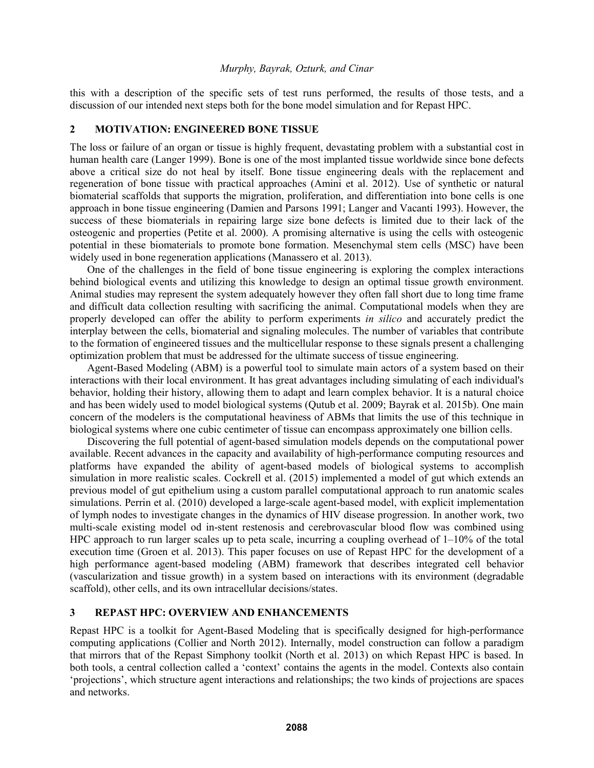this with a description of the specific sets of test runs performed, the results of those tests, and a discussion of our intended next steps both for the bone model simulation and for Repast HPC.

## 2 MOTIVATION: ENGINEERED BONE TISSUE

The loss or failure of an organ or tissue is highly frequent, devastating problem with a substantial cost in human health care (Langer 1999). Bone is one of the most implanted tissue worldwide since bone defects above a critical size do not heal by itself. Bone tissue engineering deals with the replacement and regeneration of bone tissue with practical approaches (Amini et al. 2012). Use of synthetic or natural biomaterial scaffolds that supports the migration, proliferation, and differentiation into bone cells is one approach in bone tissue engineering (Damien and Parsons 1991; Langer and Vacanti 1993). However, the success of these biomaterials in repairing large size bone defects is limited due to their lack of the osteogenic and properties (Petite et al. 2000). A promising alternative is using the cells with osteogenic potential in these biomaterials to promote bone formation. Mesenchymal stem cells (MSC) have been widely used in bone regeneration applications (Manassero et al. 2013).

One of the challenges in the field of bone tissue engineering is exploring the complex interactions behind biological events and utilizing this knowledge to design an optimal tissue growth environment. Animal studies may represent the system adequately however they often fall short due to long time frame and difficult data collection resulting with sacrificing the animal. Computational models when they are properly developed can offer the ability to perform experiments *in silico* and accurately predict the interplay between the cells, biomaterial and signaling molecules. The number of variables that contribute to the formation of engineered tissues and the multicellular response to these signals present a challenging optimization problem that must be addressed for the ultimate success of tissue engineering.

Agent-Based Modeling (ABM) is a powerful tool to simulate main actors of a system based on their interactions with their local environment. It has great advantages including simulating of each individual's behavior, holding their history, allowing them to adapt and learn complex behavior. It is a natural choice and has been widely used to model biological systems (Qutub et al. 2009; Bayrak et al. 2015b). One main concern of the modelers is the computational heaviness of ABMs that limits the use of this technique in biological systems where one cubic centimeter of tissue can encompass approximately one billion cells.

Discovering the full potential of agent-based simulation models depends on the computational power available. Recent advances in the capacity and availability of high-performance computing resources and platforms have expanded the ability of agent-based models of biological systems to accomplish simulation in more realistic scales. Cockrell et al. (2015) implemented a model of gut which extends an previous model of gut epithelium using a custom parallel computational approach to run anatomic scales simulations. Perrin et al. (2010) developed a large-scale agent-based model, with explicit implementation of lymph nodes to investigate changes in the dynamics of HIV disease progression. In another work, two multi-scale existing model od in-stent restenosis and cerebrovascular blood flow was combined using HPC approach to run larger scales up to peta scale, incurring a coupling overhead of 1–10% of the total execution time (Groen et al. 2013). This paper focuses on use of Repast HPC for the development of a high performance agent-based modeling (ABM) framework that describes integrated cell behavior (vascularization and tissue growth) in a system based on interactions with its environment (degradable scaffold), other cells, and its own intracellular decisions/states.

## 3 REPAST HPC: OVERVIEW AND ENHANCEMENTS

Repast HPC is a toolkit for Agent-Based Modeling that is specifically designed for high-performance computing applications (Collier and North 2012). Internally, model construction can follow a paradigm that mirrors that of the Repast Simphony toolkit (North et al. 2013) on which Repast HPC is based. In both tools, a central collection called a 'context' contains the agents in the model. Contexts also contain 'projections', which structure agent interactions and relationships; the two kinds of projections are spaces and networks.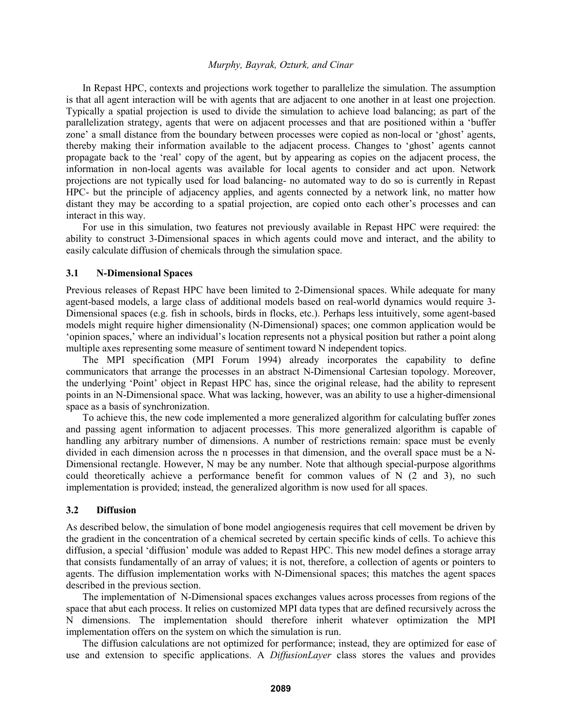In Repast HPC, contexts and projections work together to parallelize the simulation. The assumption is that all agent interaction will be with agents that are adjacent to one another in at least one projection. Typically a spatial projection is used to divide the simulation to achieve load balancing; as part of the parallelization strategy, agents that were on adjacent processes and that are positioned within a 'buffer zone' a small distance from the boundary between processes were copied as non-local or 'ghost' agents, thereby making their information available to the adjacent process. Changes to 'ghost' agents cannot propagate back to the 'real' copy of the agent, but by appearing as copies on the adjacent process, the information in non-local agents was available for local agents to consider and act upon. Network projections are not typically used for load balancing- no automated way to do so is currently in Repast HPC- but the principle of adjacency applies, and agents connected by a network link, no matter how distant they may be according to a spatial projection, are copied onto each other's processes and can interact in this way.

For use in this simulation, two features not previously available in Repast HPC were required: the ability to construct 3-Dimensional spaces in which agents could move and interact, and the ability to easily calculate diffusion of chemicals through the simulation space.

### 3.1 N-Dimensional Spaces

Previous releases of Repast HPC have been limited to 2-Dimensional spaces. While adequate for many agent-based models, a large class of additional models based on real-world dynamics would require 3-Dimensional spaces (e.g. fish in schools, birds in flocks, etc.). Perhaps less intuitively, some agent-based models might require higher dimensionality (N-Dimensional) spaces; one common application would be 'opinion spaces,' where an individual's location represents not a physical position but rather a point along multiple axes representing some measure of sentiment toward N independent topics.

The MPI specification (MPI Forum 1994) already incorporates the capability to define communicators that arrange the processes in an abstract N-Dimensional Cartesian topology. Moreover, the underlying 'Point' object in Repast HPC has, since the original release, had the ability to represent points in an N-Dimensional space. What was lacking, however, was an ability to use a higher-dimensional space as a basis of synchronization.

To achieve this, the new code implemented a more generalized algorithm for calculating buffer zones and passing agent information to adjacent processes. This more generalized algorithm is capable of handling any arbitrary number of dimensions. A number of restrictions remain: space must be evenly divided in each dimension across the n processes in that dimension, and the overall space must be a N-Dimensional rectangle. However, N may be any number. Note that although special-purpose algorithms could theoretically achieve a performance benefit for common values of N (2 and 3), no such implementation is provided; instead, the generalized algorithm is now used for all spaces.

### 3.2 Diffusion

As described below, the simulation of bone model angiogenesis requires that cell movement be driven by the gradient in the concentration of a chemical secreted by certain specific kinds of cells. To achieve this diffusion, a special 'diffusion' module was added to Repast HPC. This new model defines a storage array that consists fundamentally of an array of values; it is not, therefore, a collection of agents or pointers to agents. The diffusion implementation works with N-Dimensional spaces; this matches the agent spaces described in the previous section.

The implementation of N-Dimensional spaces exchanges values across processes from regions of the space that abut each process. It relies on customized MPI data types that are defined recursively across the N dimensions. The implementation should therefore inherit whatever optimization the MPI implementation offers on the system on which the simulation is run.

The diffusion calculations are not optimized for performance; instead, they are optimized for ease of use and extension to specific applications. A *DiffusionLayer* class stores the values and provides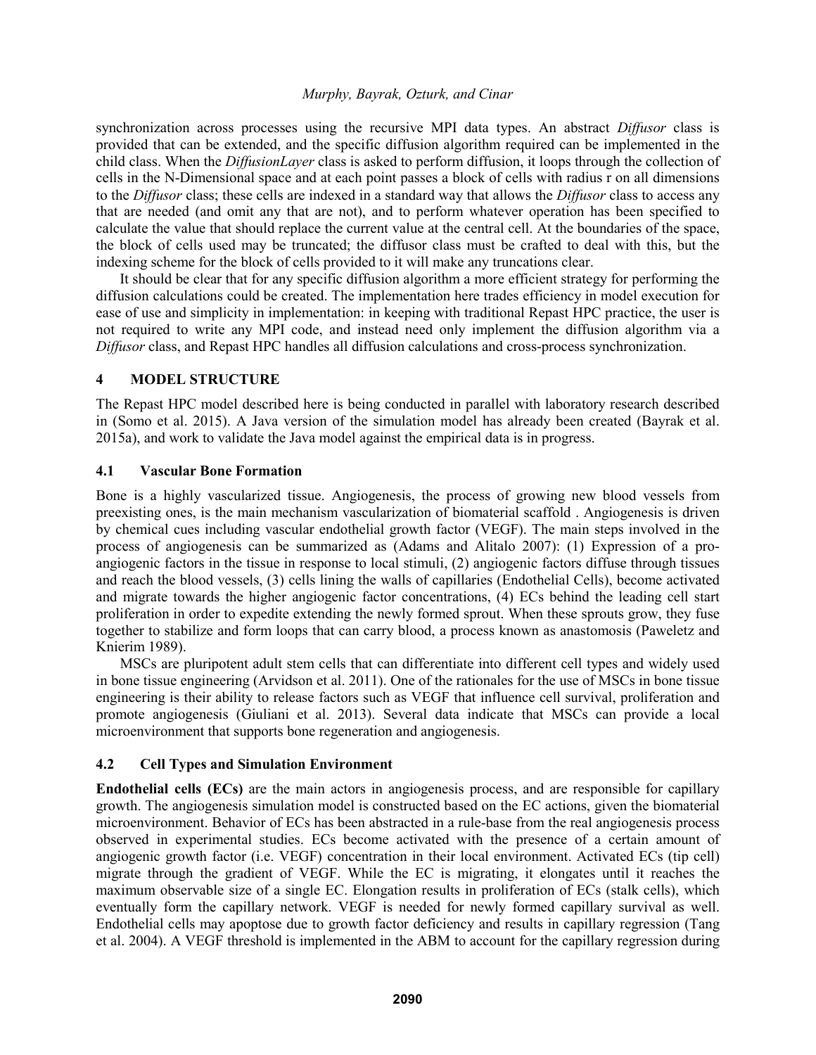synchronization across processes using the recursive MPI data types. An abstract *Diffusor* class is provided that can be extended, and the specific diffusion algorithm required can be implemented in the child class. When the *DiffusionLayer* class is asked to perform diffusion, it loops through the collection of cells in the N-Dimensional space and at each point passes a block of cells with radius r on all dimensions to the *Diffusor* class; these cells are indexed in a standard way that allows the *Diffusor* class to access any that are needed (and omit any that are not), and to perform whatever operation has been specified to calculate the value that should replace the current value at the central cell. At the boundaries of the space, the block of cells used may be truncated; the diffusor class must be crafted to deal with this, but the indexing scheme for the block of cells provided to it will make any truncations clear.

It should be clear that for any specific diffusion algorithm a more efficient strategy for performing the diffusion calculations could be created. The implementation here trades efficiency in model execution for ease of use and simplicity in implementation: in keeping with traditional Repast HPC practice, the user is not required to write any MPI code, and instead need only implement the diffusion algorithm via a *Diffusor* class, and Repast HPC handles all diffusion calculations and cross-process synchronization.

# 4 MODEL STRUCTURE

The Repast HPC model described here is being conducted in parallel with laboratory research described in (Somo et al. 2015). A Java version of the simulation model has already been created (Bayrak et al. 2015a), and work to validate the Java model against the empirical data is in progress.

## 4.1 Vascular Bone Formation

Bone is a highly vascularized tissue. Angiogenesis, the process of growing new blood vessels from preexisting ones, is the main mechanism vascularization of biomaterial scaffold . Angiogenesis is driven by chemical cues including vascular endothelial growth factor (VEGF). The main steps involved in the process of angiogenesis can be summarized as (Adams and Alitalo 2007): (1) Expression of a pro-angiogenic factors in the tissue in response to local stimuli, (2) angiogenic factors diffuse through tissues and reach the blood vessels, (3) cells lining the walls of capillaries (Endothelial Cells), become activated and migrate towards the higher angiogenic factor concentrations, (4) ECs behind the leading cell start proliferation in order to expedite extending the newly formed sprout. When these sprouts grow, they fuse together to stabilize and form loops that can carry blood, a process known as anastomosis (Paweletz and Knierim 1989).

MSCs are pluripotent adult stem cells that can differentiate into different cell types and widely used in bone tissue engineering (Arvidson et al. 2011). One of the rationales for the use of MSCs in bone tissue engineering is their ability to release factors such as VEGF that influence cell survival, proliferation and promote angiogenesis (Giuliani et al. 2013). Several data indicate that MSCs can provide a local microenvironment that supports bone regeneration and angiogenesis.

## 4.2 Cell Types and Simulation Environment

**Endothelial cells (ECs)** are the main actors in angiogenesis process, and are responsible for capillary growth. The angiogenesis simulation model is constructed based on the EC actions, given the biomaterial microenvironment. Behavior of ECs has been abstracted in a rule-base from the real angiogenesis process observed in experimental studies. ECs become activated with the presence of a certain amount of angiogenic growth factor (i.e. VEGF) concentration in their local environment. Activated ECs (tip cell) migrate through the gradient of VEGF. While the EC is migrating, it elongates until it reaches the maximum observable size of a single EC. Elongation results in proliferation of ECs (stalk cells), which eventually form the capillary network. VEGF is needed for newly formed capillary survival as well. Endothelial cells may apoptose due to growth factor deficiency and results in capillary regression (Tang et al. 2004). A VEGF threshold is implemented in the ABM to account for the capillary regression during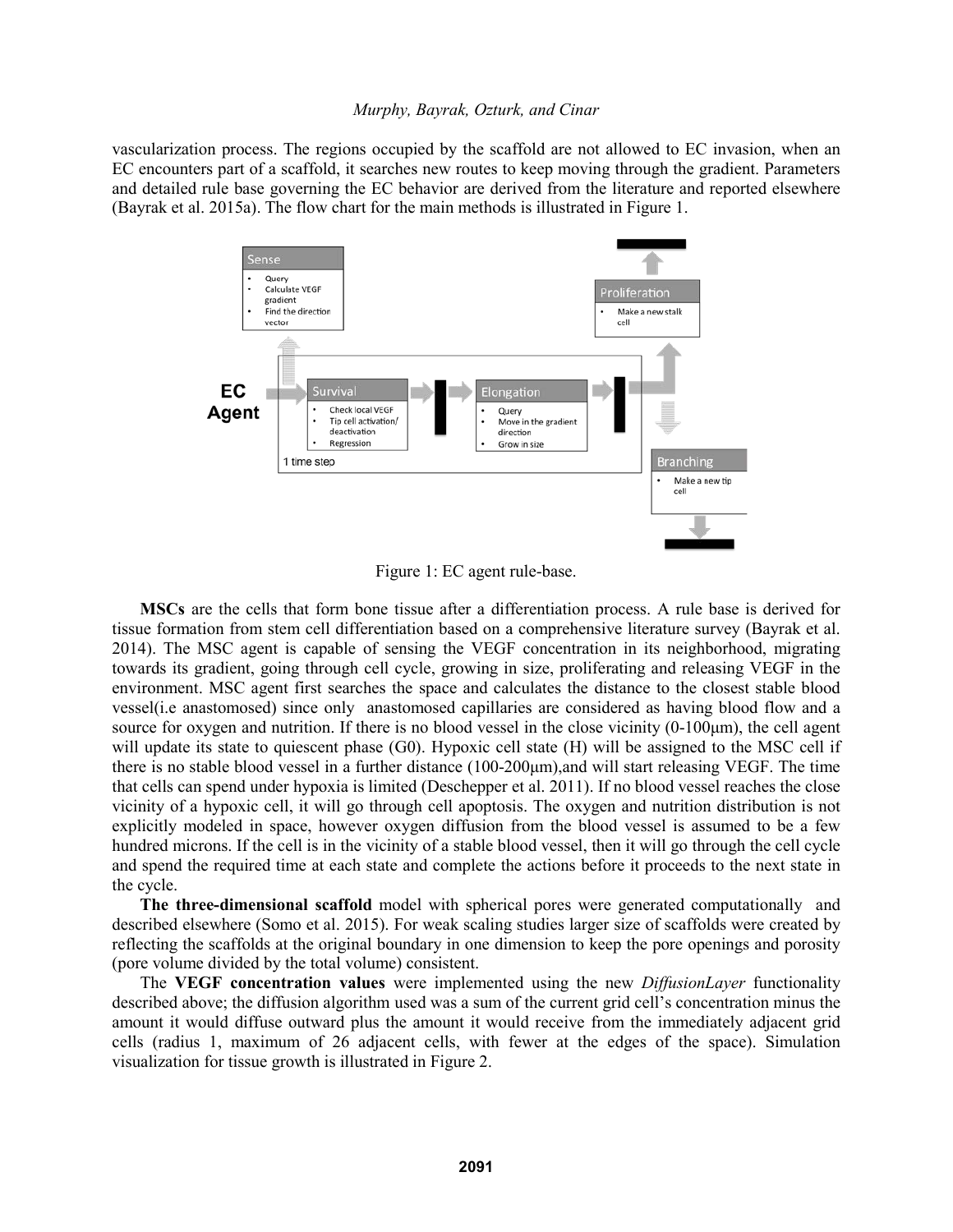vascularization process. The regions occupied by the scaffold are not allowed to EC invasion, when an EC encounters part of a scaffold, it searches new routes to keep moving through the gradient. Parameters and detailed rule base governing the EC behavior are derived from the literature and reported elsewhere (Bayrak et al. 2015a). The flow chart for the main methods is illustrated in Figure 1.

Figure 1: EC agent rule-base.

**MSCs** are the cells that form bone tissue after a differentiation process. A rule base is derived for tissue formation from stem cell differentiation based on a comprehensive literature survey (Bayrak et al. 2014). The MSC agent is capable of sensing the VEGF concentration in its neighborhood, migrating towards its gradient, going through cell cycle, growing in size, proliferating and releasing VEGF in the environment. MSC agent first searches the space and calculates the distance to the closest stable blood vessel(i.e anastomosed) since only anastomosed capillaries are considered as having blood flow and a source for oxygen and nutrition. If there is no blood vessel in the close vicinity (0-100μm), the cell agent will update its state to quiescent phase (G0). Hypoxic cell state (H) will be assigned to the MSC cell if there is no stable blood vessel in a further distance (100-200μm),and will start releasing VEGF. The time that cells can spend under hypoxia is limited (Deschepper et al. 2011). If no blood vessel reaches the close vicinity of a hypoxic cell, it will go through cell apoptosis. The oxygen and nutrition distribution is not explicitly modeled in space, however oxygen diffusion from the blood vessel is assumed to be a few hundred microns. If the cell is in the vicinity of a stable blood vessel, then it will go through the cell cycle and spend the required time at each state and complete the actions before it proceeds to the next state in the cycle.

**The three-dimensional scaffold** model with spherical pores were generated computationally and described elsewhere (Somo et al. 2015). For weak scaling studies larger size of scaffolds were created by reflecting the scaffolds at the original boundary in one dimension to keep the pore openings and porosity (pore volume divided by the total volume) consistent.

The **VEGF concentration values** were implemented using the new *DiffusionLayer* functionality described above; the diffusion algorithm used was a sum of the current grid cell's concentration minus the amount it would diffuse outward plus the amount it would receive from the immediately adjacent grid cells (radius 1, maximum of 26 adjacent cells, with fewer at the edges of the space). Simulation visualization for tissue growth is illustrated in Figure 2.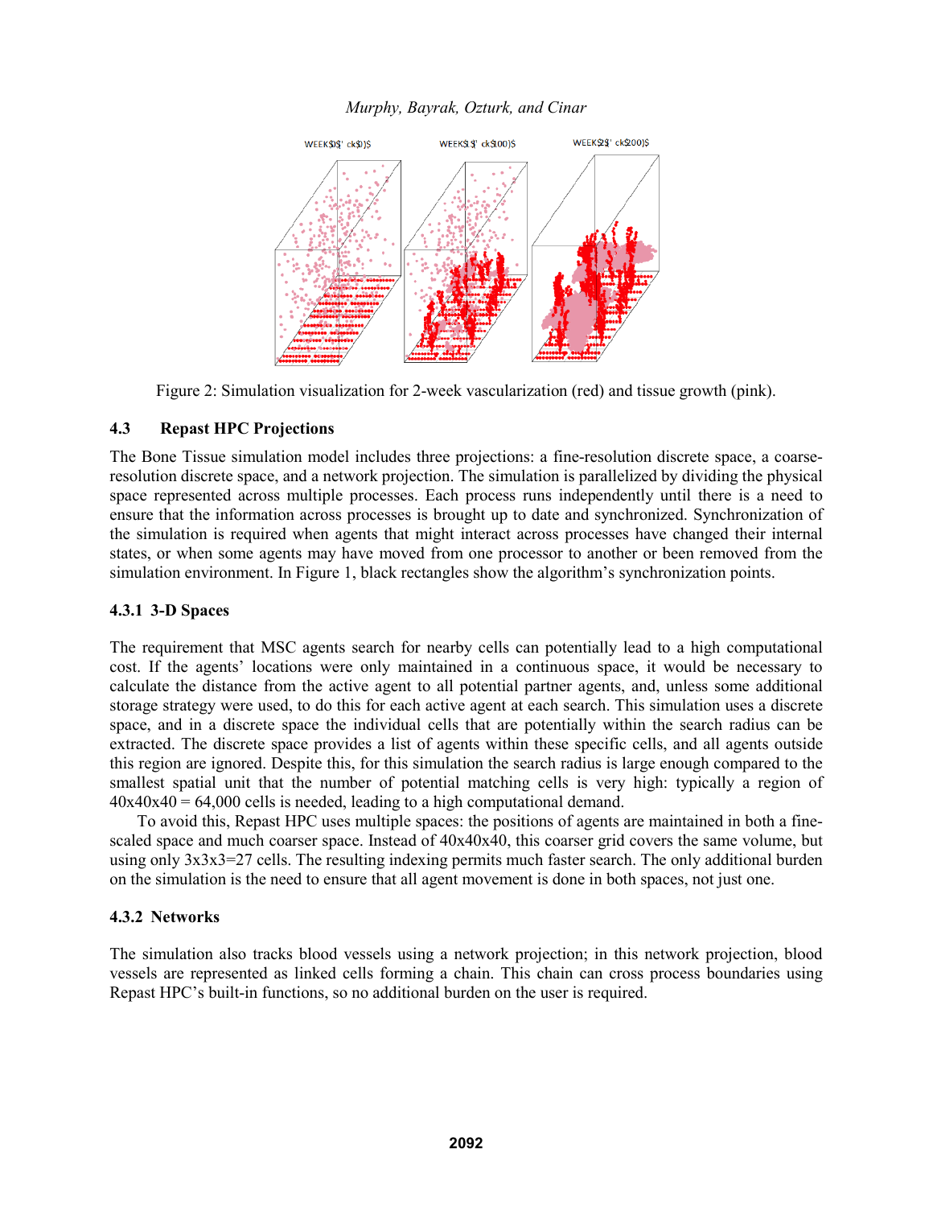Figure 2: Simulation visualization for 2-week vascularization (red) and tissue growth (pink).

### 4.3 Repast HPC Projections

The Bone Tissue simulation model includes three projections: a fine-resolution discrete space, a coarse-resolution discrete space, and a network projection. The simulation is parallelized by dividing the physical space represented across multiple processes. Each process runs independently until there is a need to ensure that the information across processes is brought up to date and synchronized. Synchronization of the simulation is required when agents that might interact across processes have changed their internal states, or when some agents may have moved from one processor to another or been removed from the simulation environment. In Figure 1, black rectangles show the algorithm's synchronization points.

#### 4.3.1 3-D Spaces

The requirement that MSC agents search for nearby cells can potentially lead to a high computational cost. If the agents' locations were only maintained in a continuous space, it would be necessary to calculate the distance from the active agent to all potential partner agents, and, unless some additional storage strategy were used, to do this for each active agent at each search. This simulation uses a discrete space, and in a discrete space the individual cells that are potentially within the search radius can be extracted. The discrete space provides a list of agents within these specific cells, and all agents outside this region are ignored. Despite this, for this simulation the search radius is large enough compared to the smallest spatial unit that the number of potential matching cells is very high: typically a region of 40x40x40 = 64,000 cells is needed, leading to a high computational demand.

To avoid this, Repast HPC uses multiple spaces: the positions of agents are maintained in both a fine-scaled space and much coarser space. Instead of 40x40x40, this coarser grid covers the same volume, but using only 3x3x3=27 cells. The resulting indexing permits much faster search. The only additional burden on the simulation is the need to ensure that all agent movement is done in both spaces, not just one.

#### 4.3.2 Networks

The simulation also tracks blood vessels using a network projection; in this network projection, blood vessels are represented as linked cells forming a chain. This chain can cross process boundaries using Repast HPC's built-in functions, so no additional burden on the user is required.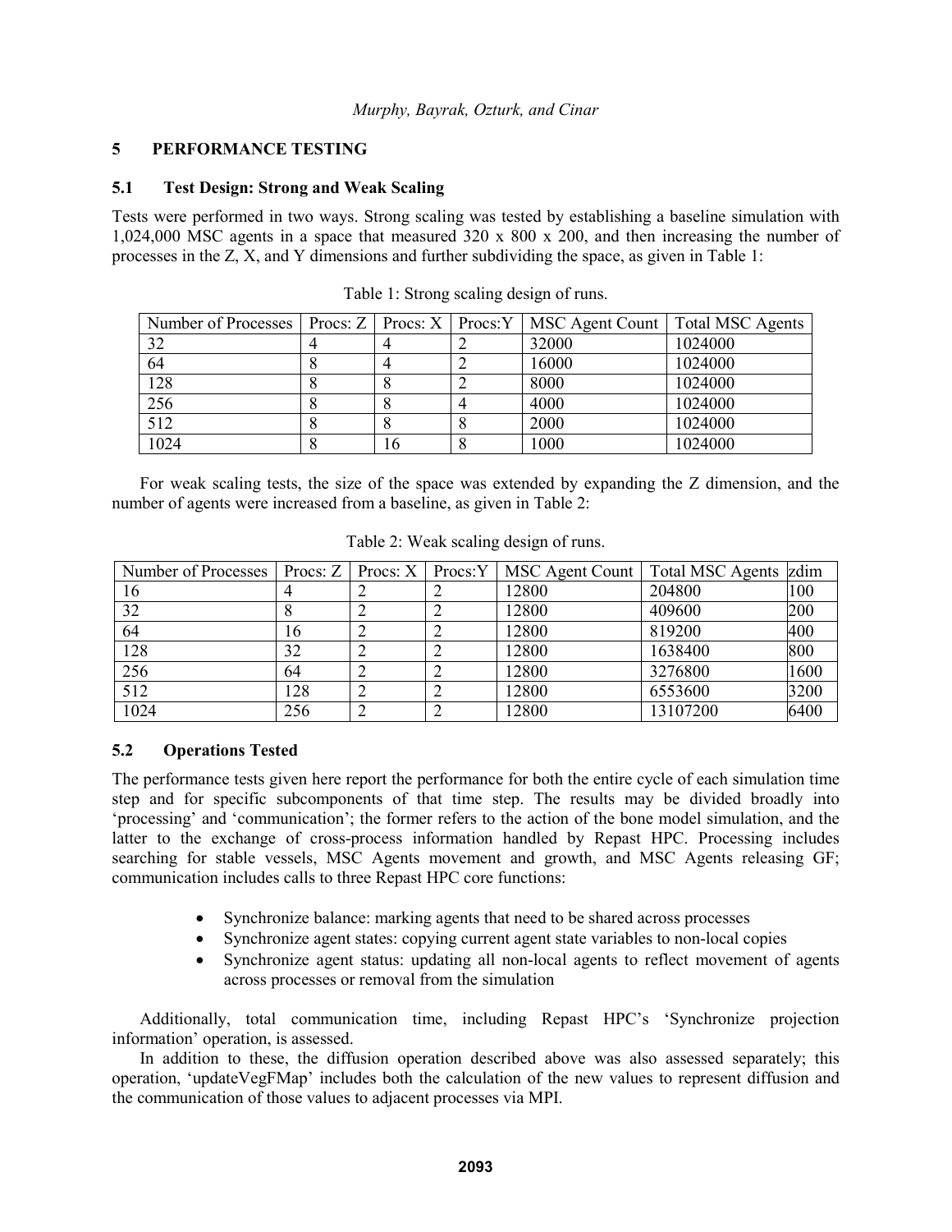## 5 PERFORMANCE TESTING

### 5.1 Test Design: Strong and Weak Scaling

Tests were performed in two ways. Strong scaling was tested by establishing a baseline simulation with 1,024,000 MSC agents in a space that measured 320 x 800 x 200, and then increasing the number of processes in the Z, X, and Y dimensions and further subdividing the space, as given in Table 1:

Table 1: Strong scaling design of runs.

| Number of Processes | Procs: Z | Procs: X | Procs:Y | MSC Agent Count | Total MSC Agents |
|---|---|---|---|---|---|
| 32 | 4 | 4 | 2 | 32000 | 1024000 |
| 64 | 8 | 4 | 2 | 16000 | 1024000 |
| 128 | 8 | 8 | 2 | 8000 | 1024000 |
| 256 | 8 | 8 | 4 | 4000 | 1024000 |
| 512 | 8 | 8 | 8 | 2000 | 1024000 |
| 1024 | 8 | 16 | 8 | 1000 | 1024000 |

For weak scaling tests, the size of the space was extended by expanding the Z dimension, and the number of agents were increased from a baseline, as given in Table 2:

Table 2: Weak scaling design of runs.

| Number of Processes | Procs: Z | Procs: X | Procs:Y | MSC Agent Count | Total MSC Agents | zdim |
|---|---|---|---|---|---|---|
| 16 | 4 | 2 | 2 | 12800 | 204800 | 100 |
| 32 | 8 | 2 | 2 | 12800 | 409600 | 200 |
| 64 | 16 | 2 | 2 | 12800 | 819200 | 400 |
| 128 | 32 | 2 | 2 | 12800 | 1638400 | 800 |
| 256 | 64 | 2 | 2 | 12800 | 3276800 | 1600 |
| 512 | 128 | 2 | 2 | 12800 | 6553600 | 3200 |
| 1024 | 256 | 2 | 2 | 12800 | 13107200 | 6400 |

### 5.2 Operations Tested

The performance tests given here report the performance for both the entire cycle of each simulation time step and for specific subcomponents of that time step. The results may be divided broadly into 'processing' and 'communication'; the former refers to the action of the bone model simulation, and the latter to the exchange of cross-process information handled by Repast HPC. Processing includes searching for stable vessels, MSC Agents movement and growth, and MSC Agents releasing GF; communication includes calls to three Repast HPC core functions:

- Synchronize balance: marking agents that need to be shared across processes
- Synchronize agent states: copying current agent state variables to non-local copies
- Synchronize agent status: updating all non-local agents to reflect movement of agents across processes or removal from the simulation

Additionally, total communication time, including Repast HPC's 'Synchronize projection information' operation, is assessed.

In addition to these, the diffusion operation described above was also assessed separately; this operation, 'updateVegFMap' includes both the calculation of the new values to represent diffusion and the communication of those values to adjacent processes via MPI.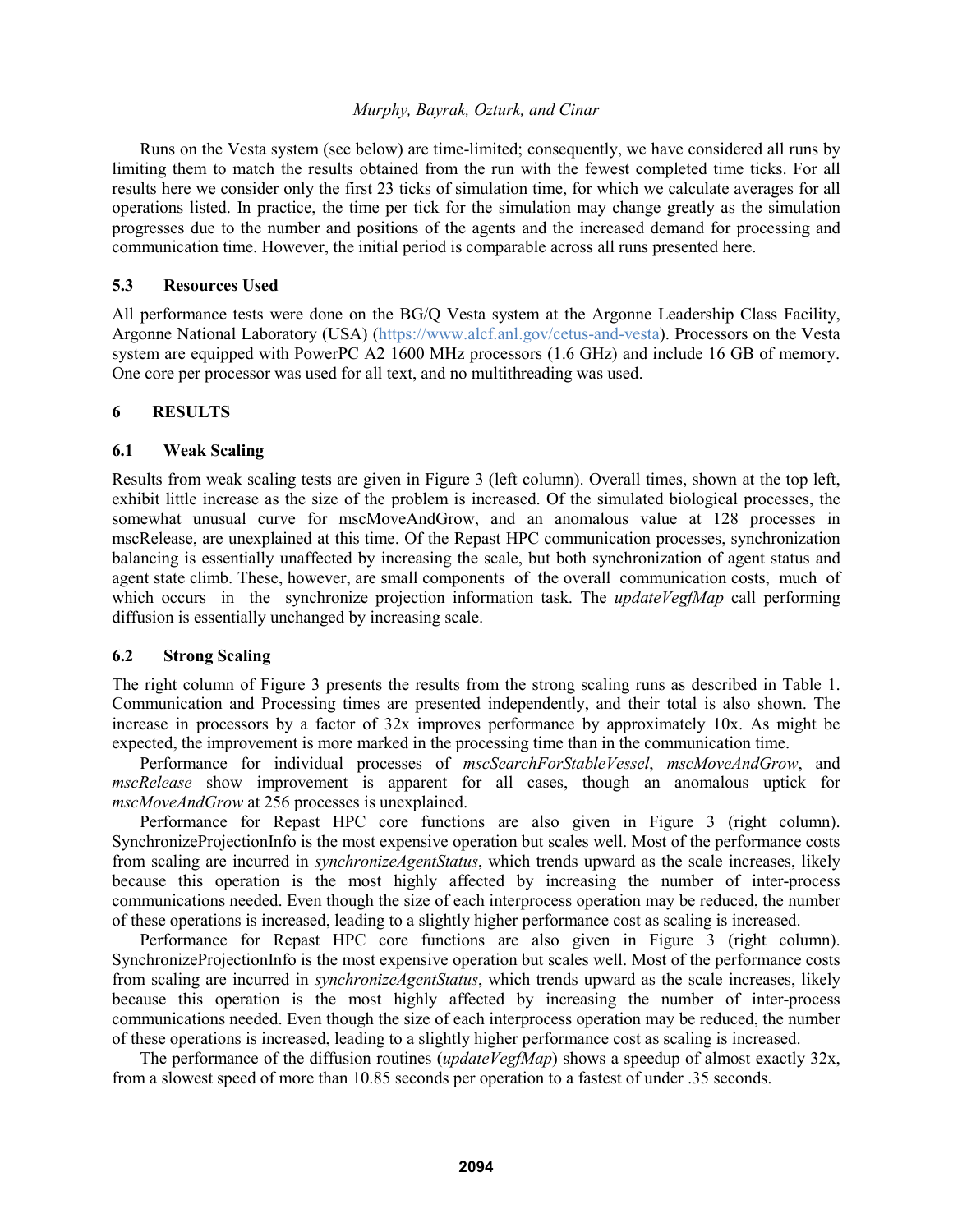Runs on the Vesta system (see below) are time-limited; consequently, we have considered all runs by limiting them to match the results obtained from the run with the fewest completed time ticks. For all results here we consider only the first 23 ticks of simulation time, for which we calculate averages for all operations listed. In practice, the time per tick for the simulation may change greatly as the simulation progresses due to the number and positions of the agents and the increased demand for processing and communication time. However, the initial period is comparable across all runs presented here.

### 5.3 Resources Used

All performance tests were done on the BG/Q Vesta system at the Argonne Leadership Class Facility, Argonne National Laboratory (USA) (https://www.alcf.anl.gov/cetus-and-vesta). Processors on the Vesta system are equipped with PowerPC A2 1600 MHz processors (1.6 GHz) and include 16 GB of memory. One core per processor was used for all text, and no multithreading was used.

## 6 RESULTS

### 6.1 Weak Scaling

Results from weak scaling tests are given in Figure 3 (left column). Overall times, shown at the top left, exhibit little increase as the size of the problem is increased. Of the simulated biological processes, the somewhat unusual curve for mscMoveAndGrow, and an anomalous value at 128 processes in mscRelease, are unexplained at this time. Of the Repast HPC communication processes, synchronization balancing is essentially unaffected by increasing the scale, but both synchronization of agent status and agent state climb. These, however, are small components of the overall communication costs, much of which occurs in the synchronize projection information task. The *updateVegfMap* call performing diffusion is essentially unchanged by increasing scale.

### 6.2 Strong Scaling

The right column of Figure 3 presents the results from the strong scaling runs as described in Table 1. Communication and Processing times are presented independently, and their total is also shown. The increase in processors by a factor of 32x improves performance by approximately 10x. As might be expected, the improvement is more marked in the processing time than in the communication time.

Performance for individual processes of *mscSearchForStableVessel*, *mscMoveAndGrow*, and *mscRelease* show improvement is apparent for all cases, though an anomalous uptick for *mscMoveAndGrow* at 256 processes is unexplained.

Performance for Repast HPC core functions are also given in Figure 3 (right column). SynchronizeProjectionInfo is the most expensive operation but scales well. Most of the performance costs from scaling are incurred in *synchronizeAgentStatus*, which trends upward as the scale increases, likely because this operation is the most highly affected by increasing the number of inter-process communications needed. Even though the size of each interprocess operation may be reduced, the number of these operations is increased, leading to a slightly higher performance cost as scaling is increased.

Performance for Repast HPC core functions are also given in Figure 3 (right column). SynchronizeProjectionInfo is the most expensive operation but scales well. Most of the performance costs from scaling are incurred in *synchronizeAgentStatus*, which trends upward as the scale increases, likely because this operation is the most highly affected by increasing the number of inter-process communications needed. Even though the size of each interprocess operation may be reduced, the number of these operations is increased, leading to a slightly higher performance cost as scaling is increased.

The performance of the diffusion routines (*updateVegfMap*) shows a speedup of almost exactly 32x, from a slowest speed of more than 10.85 seconds per operation to a fastest of under .35 seconds.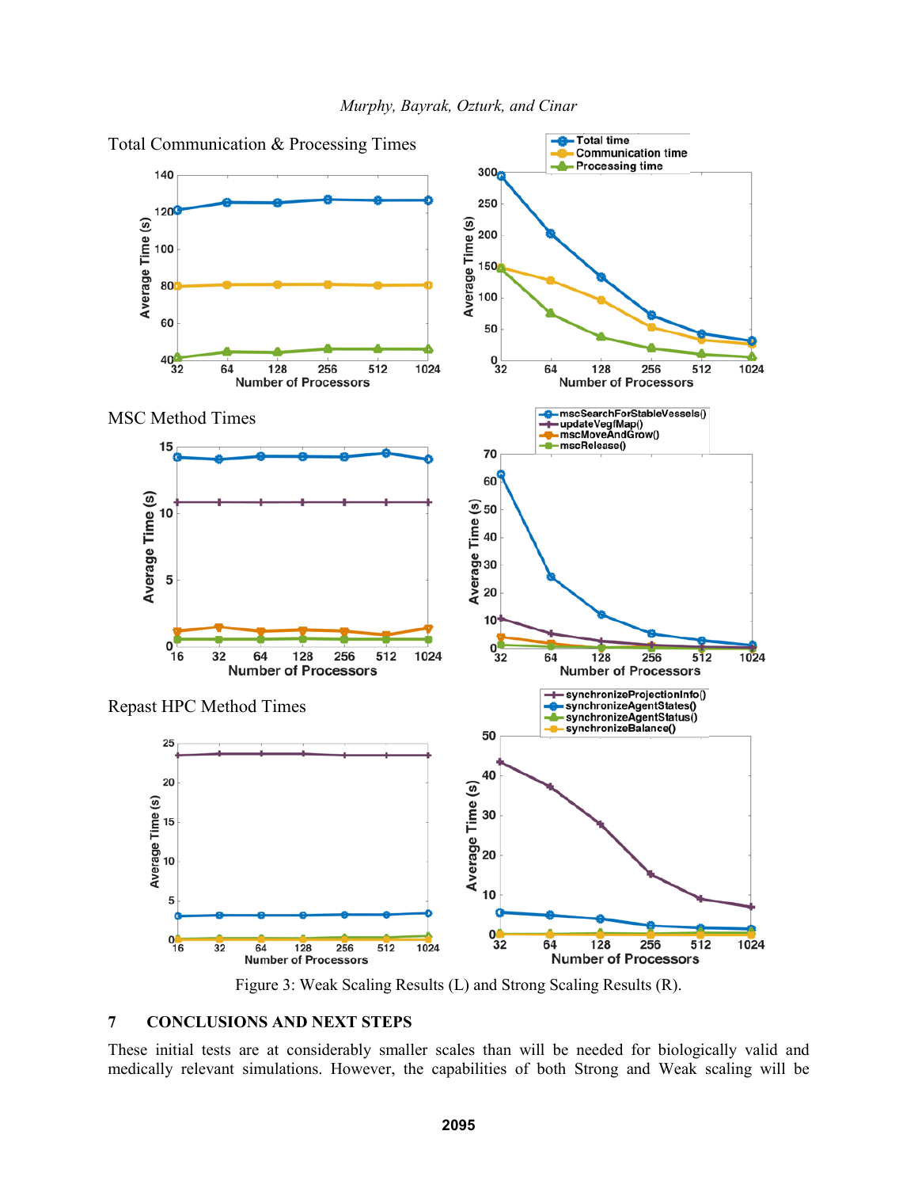Total Communication & Processing Times

MSC Method Times

Repast HPC Method Times

Figure 3: Weak Scaling Results (L) and Strong Scaling Results (R).

## 7 CONCLUSIONS AND NEXT STEPS

These initial tests are at considerably smaller scales than will be needed for biologically valid and medically relevant simulations. However, the capabilities of both Strong and Weak scaling will be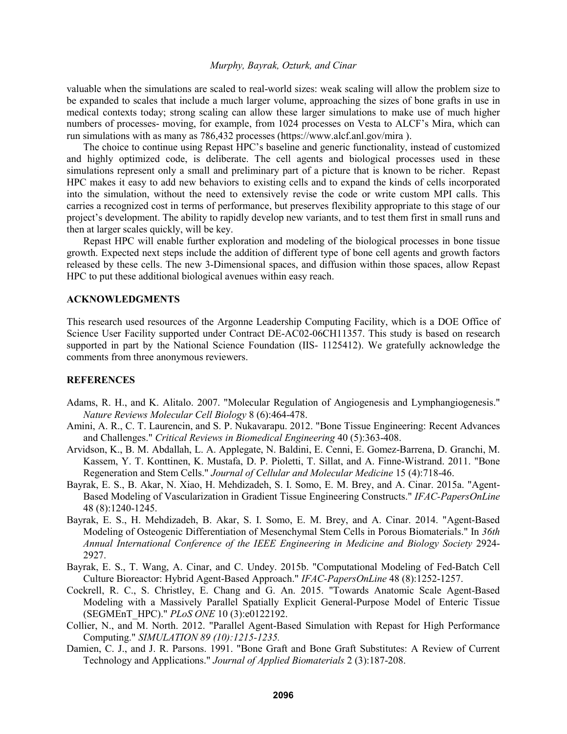valuable when the simulations are scaled to real-world sizes: weak scaling will allow the problem size to be expanded to scales that include a much larger volume, approaching the sizes of bone grafts in use in medical contexts today; strong scaling can allow these larger simulations to make use of much higher numbers of processes- moving, for example, from 1024 processes on Vesta to ALCF's Mira, which can run simulations with as many as 786,432 processes (https://www.alcf.anl.gov/mira ).

The choice to continue using Repast HPC's baseline and generic functionality, instead of customized and highly optimized code, is deliberate. The cell agents and biological processes used in these simulations represent only a small and preliminary part of a picture that is known to be richer. Repast HPC makes it easy to add new behaviors to existing cells and to expand the kinds of cells incorporated into the simulation, without the need to extensively revise the code or write custom MPI calls. This carries a recognized cost in terms of performance, but preserves flexibility appropriate to this stage of our project's development. The ability to rapidly develop new variants, and to test them first in small runs and then at larger scales quickly, will be key.

Repast HPC will enable further exploration and modeling of the biological processes in bone tissue growth. Expected next steps include the addition of different type of bone cell agents and growth factors released by these cells. The new 3-Dimensional spaces, and diffusion within those spaces, allow Repast HPC to put these additional biological avenues within easy reach.

## ACKNOWLEDGMENTS

This research used resources of the Argonne Leadership Computing Facility, which is a DOE Office of Science User Facility supported under Contract DE-AC02-06CH11357. This study is based on research supported in part by the National Science Foundation (IIS- 1125412). We gratefully acknowledge the comments from three anonymous reviewers.

## REFERENCES

Adams, R. H., and K. Alitalo. 2007. "Molecular Regulation of Angiogenesis and Lymphangiogenesis." *Nature Reviews Molecular Cell Biology* 8 (6):464-478.

Amini, A. R., C. T. Laurencin, and S. P. Nukavarapu. 2012. "Bone Tissue Engineering: Recent Advances and Challenges." *Critical Reviews in Biomedical Engineering* 40 (5):363-408.

Arvidson, K., B. M. Abdallah, L. A. Applegate, N. Baldini, E. Cenni, E. Gomez-Barrena, D. Granchi, M. Kassem, Y. T. Konttinen, K. Mustafa, D. P. Pioletti, T. Sillat, and A. Finne-Wistrand. 2011. "Bone Regeneration and Stem Cells." *Journal of Cellular and Molecular Medicine* 15 (4):718-46.

Bayrak, E. S., B. Akar, N. Xiao, H. Mehdizadeh, S. I. Somo, E. M. Brey, and A. Cinar. 2015a. "Agent-Based Modeling of Vascularization in Gradient Tissue Engineering Constructs." *IFAC-PapersOnLine* 48 (8):1240-1245.

Bayrak, E. S., H. Mehdizadeh, B. Akar, S. I. Somo, E. M. Brey, and A. Cinar. 2014. "Agent-Based Modeling of Osteogenic Differentiation of Mesenchymal Stem Cells in Porous Biomaterials." In *36th Annual International Conference of the IEEE Engineering in Medicine and Biology Society* 2924-2927.

Bayrak, E. S., T. Wang, A. Cinar, and C. Undey. 2015b. "Computational Modeling of Fed-Batch Cell Culture Bioreactor: Hybrid Agent-Based Approach." *IFAC-PapersOnLine* 48 (8):1252-1257.

Cockrell, R. C., S. Christley, E. Chang and G. An. 2015. "Towards Anatomic Scale Agent-Based Modeling with a Massively Parallel Spatially Explicit General-Purpose Model of Enteric Tissue (SEGMEnT_HPC)." *PLoS ONE* 10 (3):e0122192.

Collier, N., and M. North. 2012. "Parallel Agent-Based Simulation with Repast for High Performance Computing." *SIMULATION 89 (10):1215-1235.*

Damien, C. J., and J. R. Parsons. 1991. "Bone Graft and Bone Graft Substitutes: A Review of Current Technology and Applications." *Journal of Applied Biomaterials* 2 (3):187-208.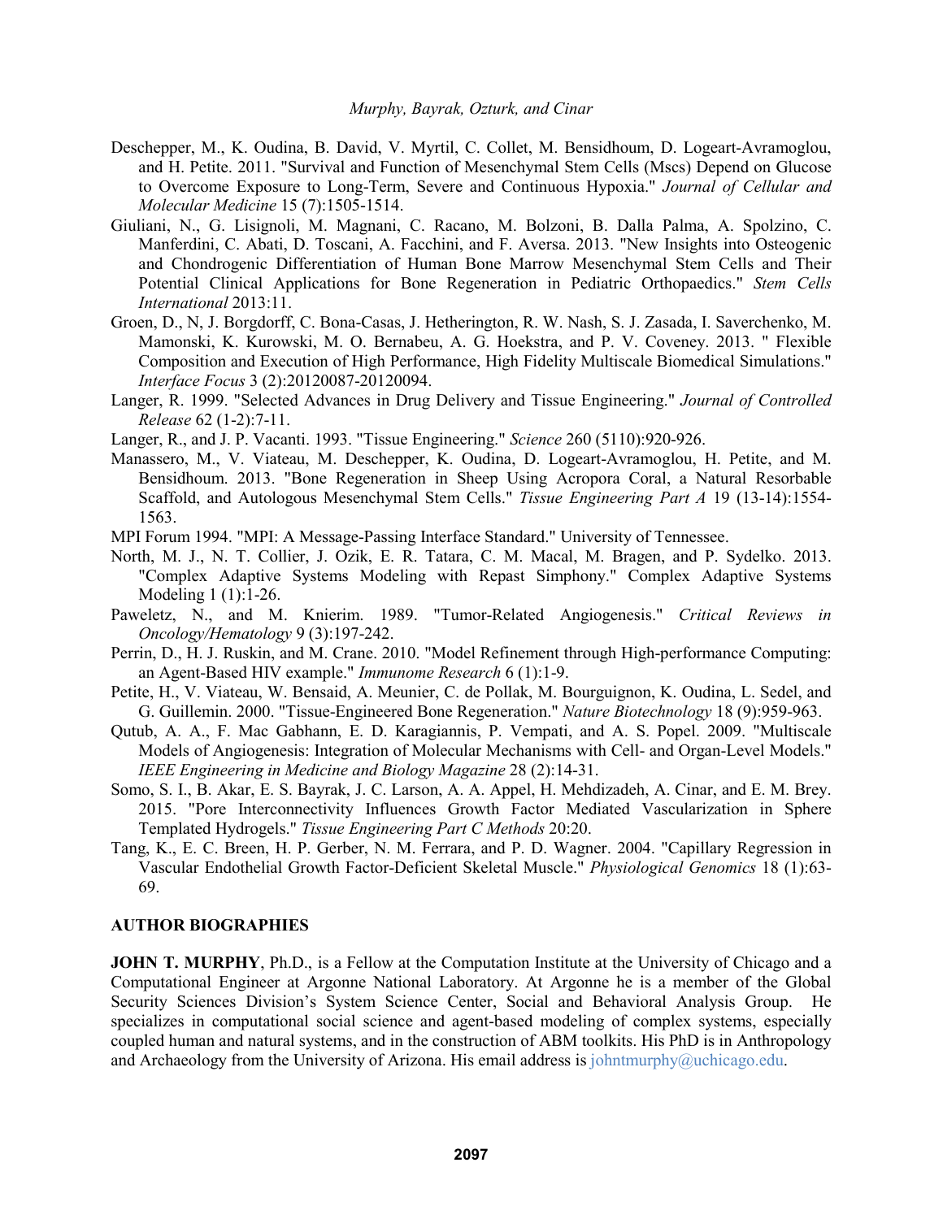Deschepper, M., K. Oudina, B. David, V. Myrtil, C. Collet, M. Bensidhoum, D. Logeart-Avramoglou, and H. Petite. 2011. "Survival and Function of Mesenchymal Stem Cells (Mscs) Depend on Glucose to Overcome Exposure to Long-Term, Severe and Continuous Hypoxia." *Journal of Cellular and Molecular Medicine* 15 (7):1505-1514.

Giuliani, N., G. Lisignoli, M. Magnani, C. Racano, M. Bolzoni, B. Dalla Palma, A. Spolzino, C. Manferdini, C. Abati, D. Toscani, A. Facchini, and F. Aversa. 2013. "New Insights into Osteogenic and Chondrogenic Differentiation of Human Bone Marrow Mesenchymal Stem Cells and Their Potential Clinical Applications for Bone Regeneration in Pediatric Orthopaedics." *Stem Cells International* 2013:11.

Groen, D., N, J. Borgdorff, C. Bona-Casas, J. Hetherington, R. W. Nash, S. J. Zasada, I. Saverchenko, M. Mamonski, K. Kurowski, M. O. Bernabeu, A. G. Hoekstra, and P. V. Coveney. 2013. " Flexible Composition and Execution of High Performance, High Fidelity Multiscale Biomedical Simulations." *Interface Focus* 3 (2):20120087-20120094.

Langer, R. 1999. "Selected Advances in Drug Delivery and Tissue Engineering." *Journal of Controlled Release* 62 (1-2):7-11.

Langer, R., and J. P. Vacanti. 1993. "Tissue Engineering." *Science* 260 (5110):920-926.

Manassero, M., V. Viateau, M. Deschepper, K. Oudina, D. Logeart-Avramoglou, H. Petite, and M. Bensidhoum. 2013. "Bone Regeneration in Sheep Using Acropora Coral, a Natural Resorbable Scaffold, and Autologous Mesenchymal Stem Cells." *Tissue Engineering Part A* 19 (13-14):1554-1563.

MPI Forum 1994. "MPI: A Message-Passing Interface Standard." University of Tennessee.

North, M. J., N. T. Collier, J. Ozik, E. R. Tatara, C. M. Macal, M. Bragen, and P. Sydelko. 2013. "Complex Adaptive Systems Modeling with Repast Simphony." Complex Adaptive Systems Modeling 1 (1):1-26.

Paweletz, N., and M. Knierim. 1989. "Tumor-Related Angiogenesis." *Critical Reviews in Oncology/Hematology* 9 (3):197-242.

Perrin, D., H. J. Ruskin, and M. Crane. 2010. "Model Refinement through High-performance Computing: an Agent-Based HIV example." *Immunome Research* 6 (1):1-9.

Petite, H., V. Viateau, W. Bensaid, A. Meunier, C. de Pollak, M. Bourguignon, K. Oudina, L. Sedel, and G. Guillemin. 2000. "Tissue-Engineered Bone Regeneration." *Nature Biotechnology* 18 (9):959-963.

Qutub, A. A., F. Mac Gabhann, E. D. Karagiannis, P. Vempati, and A. S. Popel. 2009. "Multiscale Models of Angiogenesis: Integration of Molecular Mechanisms with Cell- and Organ-Level Models." *IEEE Engineering in Medicine and Biology Magazine* 28 (2):14-31.

Somo, S. I., B. Akar, E. S. Bayrak, J. C. Larson, A. A. Appel, H. Mehdizadeh, A. Cinar, and E. M. Brey. 2015. "Pore Interconnectivity Influences Growth Factor Mediated Vascularization in Sphere Templated Hydrogels." *Tissue Engineering Part C Methods* 20:20.

Tang, K., E. C. Breen, H. P. Gerber, N. M. Ferrara, and P. D. Wagner. 2004. "Capillary Regression in Vascular Endothelial Growth Factor-Deficient Skeletal Muscle." *Physiological Genomics* 18 (1):63-69.

## AUTHOR BIOGRAPHIES

**JOHN T. MURPHY**, Ph.D., is a Fellow at the Computation Institute at the University of Chicago and a Computational Engineer at Argonne National Laboratory. At Argonne he is a member of the Global Security Sciences Division's System Science Center, Social and Behavioral Analysis Group. He specializes in computational social science and agent-based modeling of complex systems, especially coupled human and natural systems, and in the construction of ABM toolkits. His PhD is in Anthropology and Archaeology from the University of Arizona. His email address is johntmurphy@uchicago.edu.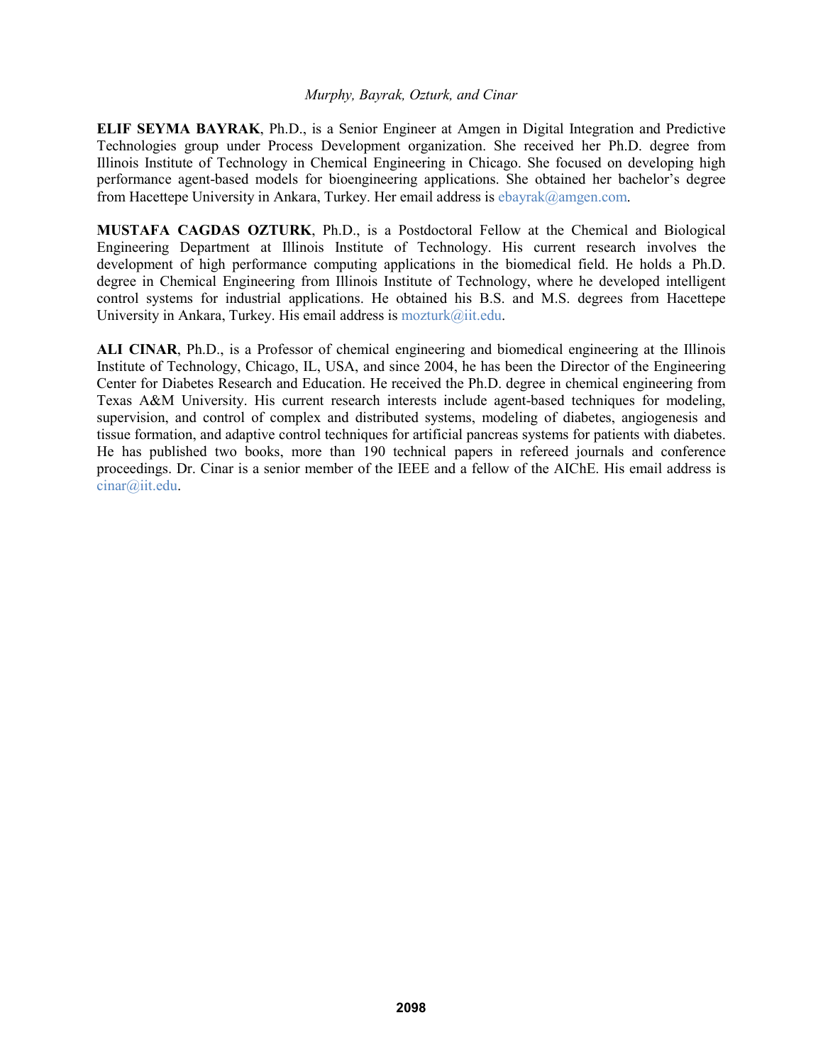**ELIF SEYMA BAYRAK**, Ph.D., is a Senior Engineer at Amgen in Digital Integration and Predictive Technologies group under Process Development organization. She received her Ph.D. degree from Illinois Institute of Technology in Chemical Engineering in Chicago. She focused on developing high performance agent-based models for bioengineering applications. She obtained her bachelor's degree from Hacettepe University in Ankara, Turkey. Her email address is ebayrak@amgen.com.

**MUSTAFA CAGDAS OZTURK**, Ph.D., is a Postdoctoral Fellow at the Chemical and Biological Engineering Department at Illinois Institute of Technology. His current research involves the development of high performance computing applications in the biomedical field. He holds a Ph.D. degree in Chemical Engineering from Illinois Institute of Technology, where he developed intelligent control systems for industrial applications. He obtained his B.S. and M.S. degrees from Hacettepe University in Ankara, Turkey. His email address is mozturk@iit.edu.

**ALI CINAR**, Ph.D., is a Professor of chemical engineering and biomedical engineering at the Illinois Institute of Technology, Chicago, IL, USA, and since 2004, he has been the Director of the Engineering Center for Diabetes Research and Education. He received the Ph.D. degree in chemical engineering from Texas A&M University. His current research interests include agent-based techniques for modeling, supervision, and control of complex and distributed systems, modeling of diabetes, angiogenesis and tissue formation, and adaptive control techniques for artificial pancreas systems for patients with diabetes. He has published two books, more than 190 technical papers in refereed journals and conference proceedings. Dr. Cinar is a senior member of the IEEE and a fellow of the AIChE. His email address is cinar@iit.edu.